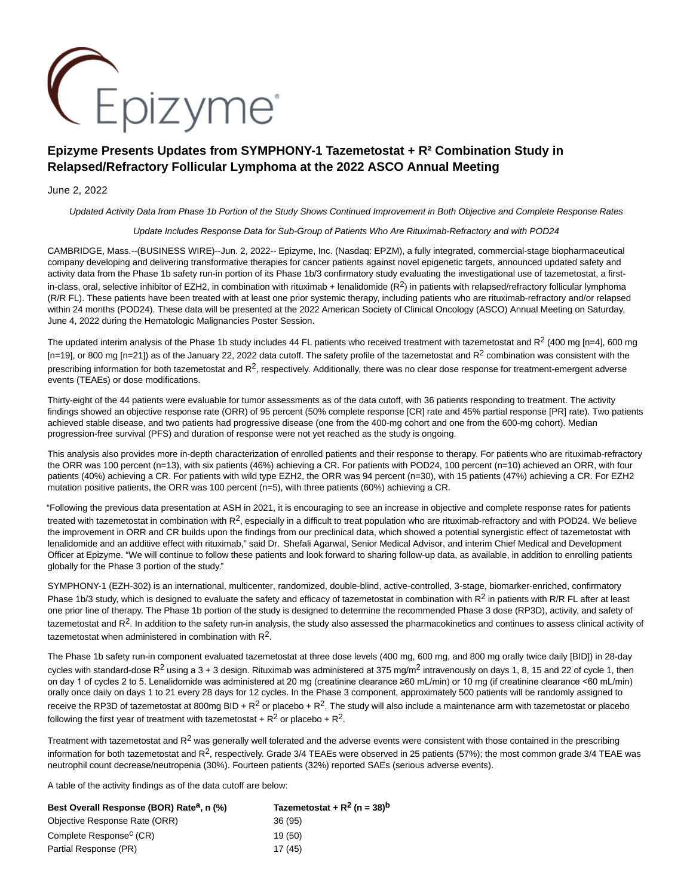Epizyme®

# Epizyme Presents Updates from SYMPHONY-1 Tazemetostat + R² Combination Study in Relapsed/Refractory Follicular Lymphoma at the 2022 ASCO Annual Meeting

June 2, 2022

*Updated Activity Data from Phase 1b Portion of the Study Shows Continued Improvement in Both Objective and Complete Response Rates*

*Update Includes Response Data for Sub-Group of Patients Who Are Rituximab-Refractory and with POD24*

CAMBRIDGE, Mass.--(BUSINESS WIRE)--Jun. 2, 2022-- Epizyme, Inc. (Nasdaq: EPZM), a fully integrated, commercial-stage biopharmaceutical company developing and delivering transformative therapies for cancer patients against novel epigenetic targets, announced updated safety and activity data from the Phase 1b safety run-in portion of its Phase 1b/3 confirmatory study evaluating the investigational use of tazemetostat, a first-in-class, oral, selective inhibitor of EZH2, in combination with rituximab + lenalidomide ($R^2$) in patients with relapsed/refractory follicular lymphoma (R/R FL). These patients have been treated with at least one prior systemic therapy, including patients who are rituximab-refractory and/or relapsed within 24 months (POD24). These data will be presented at the 2022 American Society of Clinical Oncology (ASCO) Annual Meeting on Saturday, June 4, 2022 during the Hematologic Malignancies Poster Session.

The updated interim analysis of the Phase 1b study includes 44 FL patients who received treatment with tazemetostat and $R^2$ (400 mg [n=4], 600 mg [n=19], or 800 mg [n=21]) as of the January 22, 2022 data cutoff. The safety profile of the tazemetostat and $R^2$ combination was consistent with the prescribing information for both tazemetostat and $R^2$, respectively. Additionally, there was no clear dose response for treatment-emergent adverse events (TEAEs) or dose modifications.

Thirty-eight of the 44 patients were evaluable for tumor assessments as of the data cutoff, with 36 patients responding to treatment. The activity findings showed an objective response rate (ORR) of 95 percent (50% complete response [CR] rate and 45% partial response [PR] rate). Two patients achieved stable disease, and two patients had progressive disease (one from the 400-mg cohort and one from the 600-mg cohort). Median progression-free survival (PFS) and duration of response were not yet reached as the study is ongoing.

This analysis also provides more in-depth characterization of enrolled patients and their response to therapy. For patients who are rituximab-refractory the ORR was 100 percent (n=13), with six patients (46%) achieving a CR. For patients with POD24, 100 percent (n=10) achieved an ORR, with four patients (40%) achieving a CR. For patients with wild type EZH2, the ORR was 94 percent (n=30), with 15 patients (47%) achieving a CR. For EZH2 mutation positive patients, the ORR was 100 percent (n=5), with three patients (60%) achieving a CR.

"Following the previous data presentation at ASH in 2021, it is encouraging to see an increase in objective and complete response rates for patients treated with tazemetostat in combination with $R^2$, especially in a difficult to treat population who are rituximab-refractory and with POD24. We believe the improvement in ORR and CR builds upon the findings from our preclinical data, which showed a potential synergistic effect of tazemetostat with lenalidomide and an additive effect with rituximab," said Dr. Shefali Agarwal, Senior Medical Advisor, and interim Chief Medical and Development Officer at Epizyme. "We will continue to follow these patients and look forward to sharing follow-up data, as available, in addition to enrolling patients globally for the Phase 3 portion of the study."

SYMPHONY-1 (EZH-302) is an international, multicenter, randomized, double-blind, active-controlled, 3-stage, biomarker-enriched, confirmatory Phase 1b/3 study, which is designed to evaluate the safety and efficacy of tazemetostat in combination with $R^2$ in patients with R/R FL after at least one prior line of therapy. The Phase 1b portion of the study is designed to determine the recommended Phase 3 dose (RP3D), activity, and safety of tazemetostat and $R^2$. In addition to the safety run-in analysis, the study also assessed the pharmacokinetics and continues to assess clinical activity of tazemetostat when administered in combination with $R^2$.

The Phase 1b safety run-in component evaluated tazemetostat at three dose levels (400 mg, 600 mg, and 800 mg orally twice daily [BID]) in 28-day cycles with standard-dose $R^2$ using a 3 + 3 design. Rituximab was administered at 375 mg/m$^2$ intravenously on days 1, 8, 15 and 22 of cycle 1, then on day 1 of cycles 2 to 5. Lenalidomide was administered at 20 mg (creatinine clearance ≥60 mL/min) or 10 mg (if creatinine clearance <60 mL/min) orally once daily on days 1 to 21 every 28 days for 12 cycles. In the Phase 3 component, approximately 500 patients will be randomly assigned to receive the RP3D of tazemetostat at 800mg BID + $R^2$ or placebo + $R^2$. The study will also include a maintenance arm with tazemetostat or placebo following the first year of treatment with tazemetostat + $R^2$ or placebo + $R^2$.

Treatment with tazemetostat and $R^2$ was generally well tolerated and the adverse events were consistent with those contained in the prescribing information for both tazemetostat and $R^2$, respectively. Grade 3/4 TEAEs were observed in 25 patients (57%); the most common grade 3/4 TEAE was neutrophil count decrease/neutropenia (30%). Fourteen patients (32%) reported SAEs (serious adverse events).

A table of the activity findings as of the data cutoff are below:

| Best Overall Response (BOR) Rate[a], n (%) | Tazemetostat + $R^2$ (n = 38)[b] |
| --- | --- |
| Objective Response Rate (ORR) | 36 (95) |
| Complete Response[c] (CR) | 19 (50) |
| Partial Response (PR) | 17 (45) |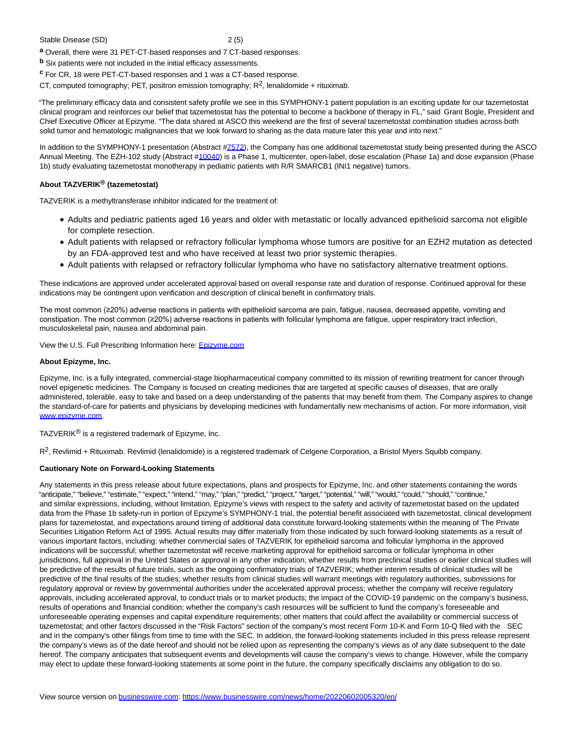| Stable Disease (SD) | 2 (5) |
|---|---|

[a] Overall, there were 31 PET-CT-based responses and 7 CT-based responses.

[b] Six patients were not included in the initial efficacy assessments.

[c] For CR, 18 were PET-CT-based responses and 1 was a CT-based response.

CT, computed tomography; PET, positron emission tomography; $R^2$, lenalidomide + rituximab.

"The preliminary efficacy data and consistent safety profile we see in this SYMPHONY-1 patient population is an exciting update for our tazemetostat clinical program and reinforces our belief that tazemetostat has the potential to become a backbone of therapy in FL," said Grant Bogle, President and Chief Executive Officer at Epizyme. "The data shared at ASCO this weekend are the first of several tazemetostat combination studies across both solid tumor and hematologic malignancies that we look forward to sharing as the data mature later this year and into next."

In addition to the SYMPHONY-1 presentation (Abstract #7572), the Company has one additional tazemetostat study being presented during the ASCO Annual Meeting. The EZH-102 study (Abstract #10040) is a Phase 1, multicenter, open-label, dose escalation (Phase 1a) and dose expansion (Phase 1b) study evaluating tazemetostat monotherapy in pediatric patients with R/R SMARCB1 (INI1 negative) tumors.

**About TAZVERIK® (tazemetostat)**

TAZVERIK is a methyltransferase inhibitor indicated for the treatment of:

- Adults and pediatric patients aged 16 years and older with metastatic or locally advanced epithelioid sarcoma not eligible for complete resection.
- Adult patients with relapsed or refractory follicular lymphoma whose tumors are positive for an EZH2 mutation as detected by an FDA-approved test and who have received at least two prior systemic therapies.
- Adult patients with relapsed or refractory follicular lymphoma who have no satisfactory alternative treatment options.

These indications are approved under accelerated approval based on overall response rate and duration of response. Continued approval for these indications may be contingent upon verification and description of clinical benefit in confirmatory trials.

The most common (≥20%) adverse reactions in patients with epithelioid sarcoma are pain, fatigue, nausea, decreased appetite, vomiting and constipation. The most common (≥20%) adverse reactions in patients with follicular lymphoma are fatigue, upper respiratory tract infection, musculoskeletal pain, nausea and abdominal pain.

View the U.S. Full Prescribing Information here: Epizyme.com

**About Epizyme, Inc.**

Epizyme, Inc. is a fully integrated, commercial-stage biopharmaceutical company committed to its mission of rewriting treatment for cancer through novel epigenetic medicines. The Company is focused on creating medicines that are targeted at specific causes of diseases, that are orally administered, tolerable, easy to take and based on a deep understanding of the patients that may benefit from them. The Company aspires to change the standard-of-care for patients and physicians by developing medicines with fundamentally new mechanisms of action. For more information, visit www.epizyme.com.

TAZVERIK® is a registered trademark of Epizyme, Inc.

$R^2$, Revlimid + Rituximab. Revlimid (lenalidomide) is a registered trademark of Celgene Corporation, a Bristol Myers Squibb company.

**Cautionary Note on Forward-Looking Statements**

Any statements in this press release about future expectations, plans and prospects for Epizyme, Inc. and other statements containing the words "anticipate," "believe," "estimate," "expect," "intend," "may," "plan," "predict," "project," "target," "potential," "will," "would," "could," "should," "continue," and similar expressions, including, without limitation, Epizyme's views with respect to the safety and activity of tazemetostat based on the updated data from the Phase 1b safety-run in portion of Epizyme's SYMPHONY-1 trial, the potential benefit associated with tazemetostat, clinical development plans for tazemetostat, and expectations around timing of additional data constitute forward-looking statements within the meaning of The Private Securities Litigation Reform Act of 1995. Actual results may differ materially from those indicated by such forward-looking statements as a result of various important factors, including: whether commercial sales of TAZVERIK for epithelioid sarcoma and follicular lymphoma in the approved indications will be successful; whether tazemetostat will receive marketing approval for epithelioid sarcoma or follicular lymphoma in other jurisdictions, full approval in the United States or approval in any other indication; whether results from preclinical studies or earlier clinical studies will be predictive of the results of future trials, such as the ongoing confirmatory trials of TAZVERIK; whether interim results of clinical studies will be predictive of the final results of the studies; whether results from clinical studies will warrant meetings with regulatory authorities, submissions for regulatory approval or review by governmental authorities under the accelerated approval process; whether the company will receive regulatory approvals, including accelerated approval, to conduct trials or to market products; the impact of the COVID-19 pandemic on the company's business, results of operations and financial condition; whether the company's cash resources will be sufficient to fund the company's foreseeable and unforeseeable operating expenses and capital expenditure requirements; other matters that could affect the availability or commercial success of tazemetostat; and other factors discussed in the "Risk Factors" section of the company's most recent Form 10-K and Form 10-Q filed with the SEC and in the company's other filings from time to time with the SEC. In addition, the forward-looking statements included in this press release represent the company's views as of the date hereof and should not be relied upon as representing the company's views as of any date subsequent to the date hereof. The company anticipates that subsequent events and developments will cause the company's views to change. However, while the company may elect to update these forward-looking statements at some point in the future, the company specifically disclaims any obligation to do so.

View source version on businesswire.com: https://www.businesswire.com/news/home/20220602005320/en/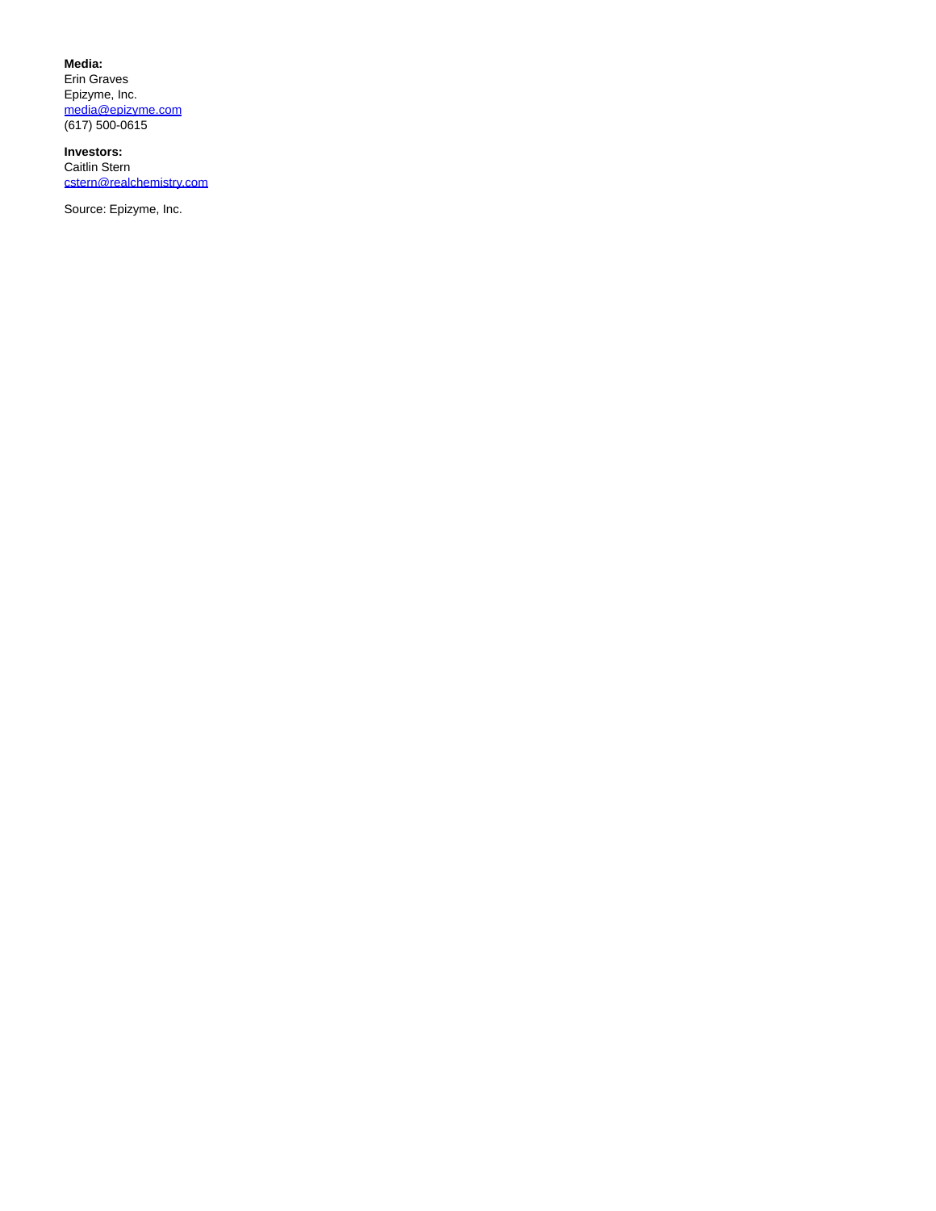**Media:**
Erin Graves
Epizyme, Inc.
media@epizyme.com
(617) 500-0615

**Investors:**
Caitlin Stern
cstern@realchemistry.com

Source: Epizyme, Inc.